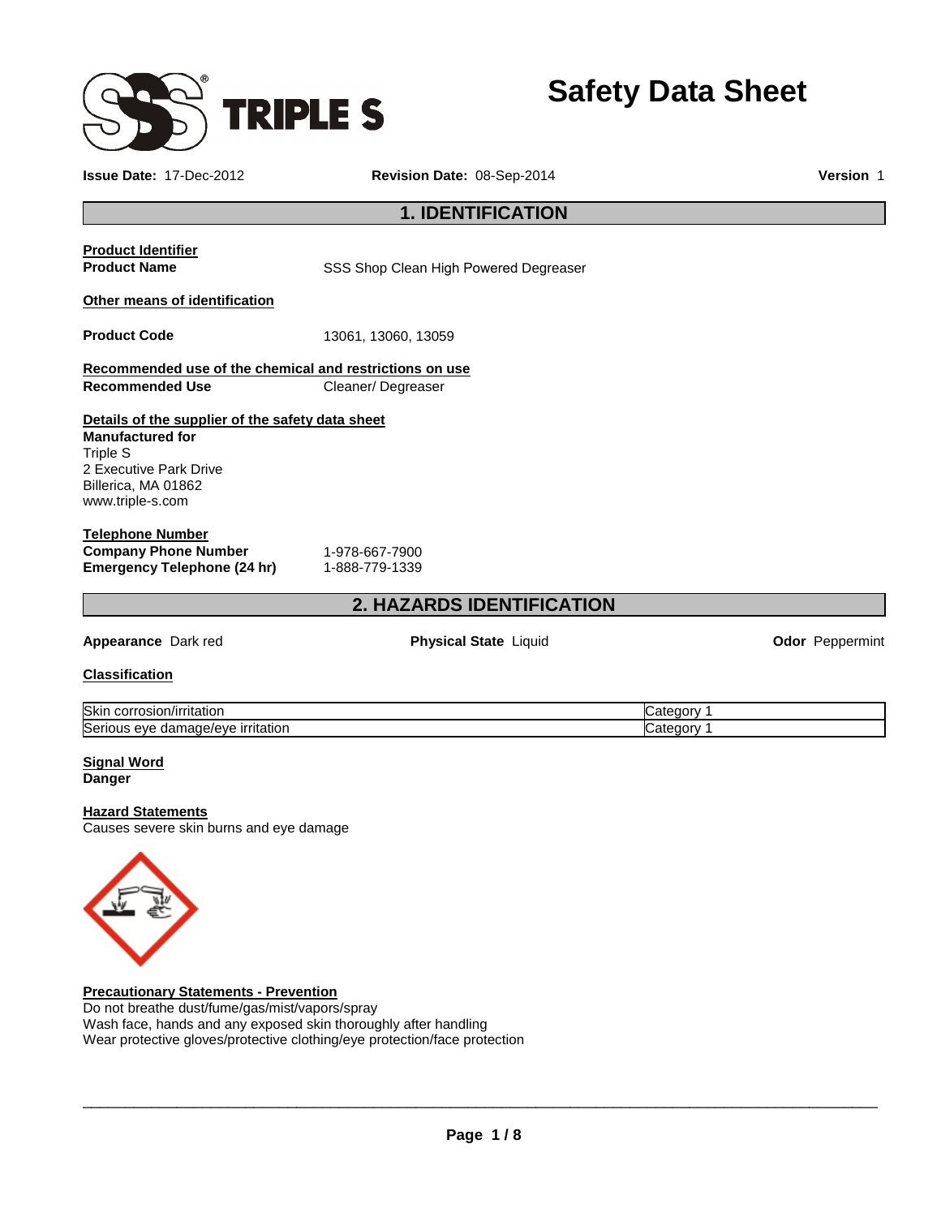# Safety Data Sheet

**Issue Date:** 17-Dec-2012 **Revision Date:** 08-Sep-2014 **Version** 1

## 1. IDENTIFICATION

**Product Identifier**

**Product Name** SSS Shop Clean High Powered Degreaser

**Other means of identification**

**Product Code** 13061, 13060, 13059

**Recommended use of the chemical and restrictions on use**

**Recommended Use** Cleaner/ Degreaser

**Details of the supplier of the safety data sheet**

**Manufactured for**
Triple S
2 Executive Park Drive
Billerica, MA 01862
www.triple-s.com

**Telephone Number**

**Company Phone Number** 1-978-667-7900
**Emergency Telephone (24 hr)** 1-888-779-1339

## 2. HAZARDS IDENTIFICATION

**Appearance** Dark red **Physical State** Liquid **Odor** Peppermint

**Classification**

| | |
|---|---|
| Skin corrosion/irritation | Category 1 |
| Serious eye damage/eye irritation | Category 1 |

**Signal Word**
**Danger**

**Hazard Statements**
Causes severe skin burns and eye damage

**Precautionary Statements - Prevention**
Do not breathe dust/fume/gas/mist/vapors/spray
Wash face, hands and any exposed skin thoroughly after handling
Wear protective gloves/protective clothing/eye protection/face protection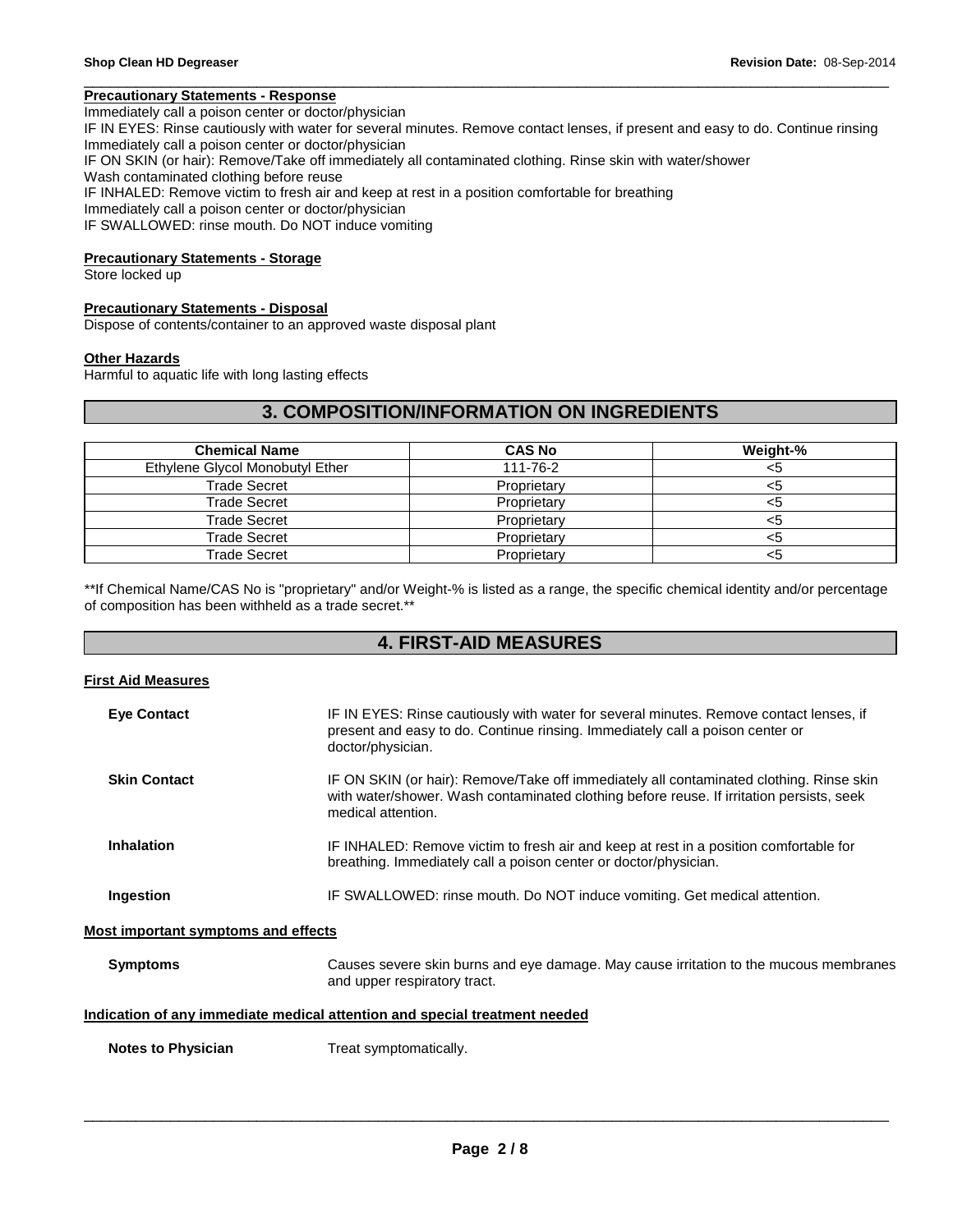#### Precautionary Statements - Response

Immediately call a poison center or doctor/physician
IF IN EYES: Rinse cautiously with water for several minutes. Remove contact lenses, if present and easy to do. Continue rinsing
Immediately call a poison center or doctor/physician
IF ON SKIN (or hair): Remove/Take off immediately all contaminated clothing. Rinse skin with water/shower
Wash contaminated clothing before reuse
IF INHALED: Remove victim to fresh air and keep at rest in a position comfortable for breathing
Immediately call a poison center or doctor/physician
IF SWALLOWED: rinse mouth. Do NOT induce vomiting

#### Precautionary Statements - Storage

Store locked up

#### Precautionary Statements - Disposal

Dispose of contents/container to an approved waste disposal plant

#### Other Hazards

Harmful to aquatic life with long lasting effects

## 3. COMPOSITION/INFORMATION ON INGREDIENTS

| Chemical Name | CAS No | Weight-% |
|---|---|---|
| Ethylene Glycol Monobutyl Ether | 111-76-2 | <5 |
| Trade Secret | Proprietary | <5 |
| Trade Secret | Proprietary | <5 |
| Trade Secret | Proprietary | <5 |
| Trade Secret | Proprietary | <5 |
| Trade Secret | Proprietary | <5 |

**If Chemical Name/CAS No is "proprietary" and/or Weight-% is listed as a range, the specific chemical identity and/or percentage of composition has been withheld as a trade secret.**

## 4. FIRST-AID MEASURES

#### First Aid Measures

**Eye Contact** IF IN EYES: Rinse cautiously with water for several minutes. Remove contact lenses, if present and easy to do. Continue rinsing. Immediately call a poison center or doctor/physician.

**Skin Contact** IF ON SKIN (or hair): Remove/Take off immediately all contaminated clothing. Rinse skin with water/shower. Wash contaminated clothing before reuse. If irritation persists, seek medical attention.

**Inhalation** IF INHALED: Remove victim to fresh air and keep at rest in a position comfortable for breathing. Immediately call a poison center or doctor/physician.

**Ingestion** IF SWALLOWED: rinse mouth. Do NOT induce vomiting. Get medical attention.

#### Most important symptoms and effects

**Symptoms** Causes severe skin burns and eye damage. May cause irritation to the mucous membranes and upper respiratory tract.

#### Indication of any immediate medical attention and special treatment needed

**Notes to Physician** Treat symptomatically.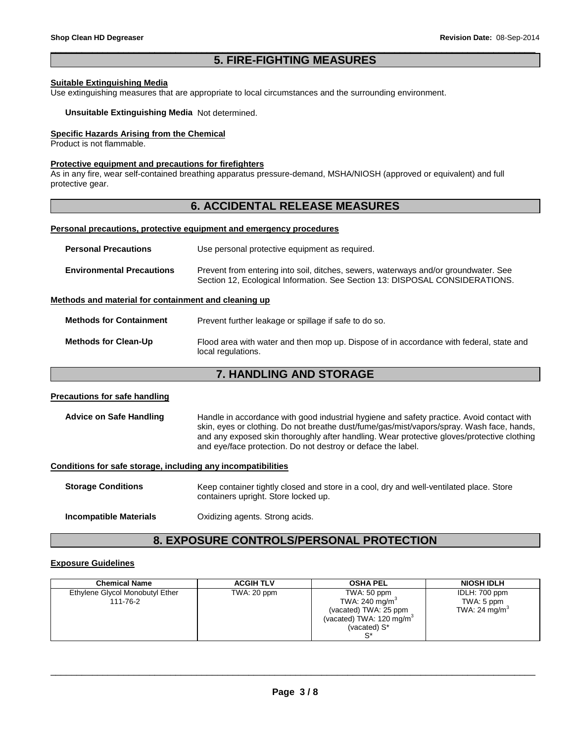## 5. FIRE-FIGHTING MEASURES

**Suitable Extinguishing Media**

Use extinguishing measures that are appropriate to local circumstances and the surrounding environment.

**Unsuitable Extinguishing Media** Not determined.

**Specific Hazards Arising from the Chemical**

Product is not flammable.

**Protective equipment and precautions for firefighters**

As in any fire, wear self-contained breathing apparatus pressure-demand, MSHA/NIOSH (approved or equivalent) and full protective gear.

## 6. ACCIDENTAL RELEASE MEASURES

**Personal precautions, protective equipment and emergency procedures**

**Personal Precautions** Use personal protective equipment as required.

**Environmental Precautions** Prevent from entering into soil, ditches, sewers, waterways and/or groundwater. See Section 12, Ecological Information. See Section 13: DISPOSAL CONSIDERATIONS.

**Methods and material for containment and cleaning up**

**Methods for Containment** Prevent further leakage or spillage if safe to do so.

**Methods for Clean-Up** Flood area with water and then mop up. Dispose of in accordance with federal, state and local regulations.

## 7. HANDLING AND STORAGE

**Precautions for safe handling**

**Advice on Safe Handling** Handle in accordance with good industrial hygiene and safety practice. Avoid contact with skin, eyes or clothing. Do not breathe dust/fume/gas/mist/vapors/spray. Wash face, hands, and any exposed skin thoroughly after handling. Wear protective gloves/protective clothing and eye/face protection. Do not destroy or deface the label.

**Conditions for safe storage, including any incompatibilities**

**Storage Conditions** Keep container tightly closed and store in a cool, dry and well-ventilated place. Store containers upright. Store locked up.

**Incompatible Materials** Oxidizing agents. Strong acids.

## 8. EXPOSURE CONTROLS/PERSONAL PROTECTION

**Exposure Guidelines**

| Chemical Name | ACGIH TLV | OSHA PEL | NIOSH IDLH |
|---|---|---|---|
| Ethylene Glycol Monobutyl Ether<br>111-76-2 | TWA: 20 ppm | TWA: 50 ppm<br>TWA: 240 mg/m$^3$<br>(vacated) TWA: 25 ppm<br>(vacated) TWA: 120 mg/m$^3$<br>(vacated) S*<br>S* | IDLH: 700 ppm<br>TWA: 5 ppm<br>TWA: 24 mg/m$^3$ |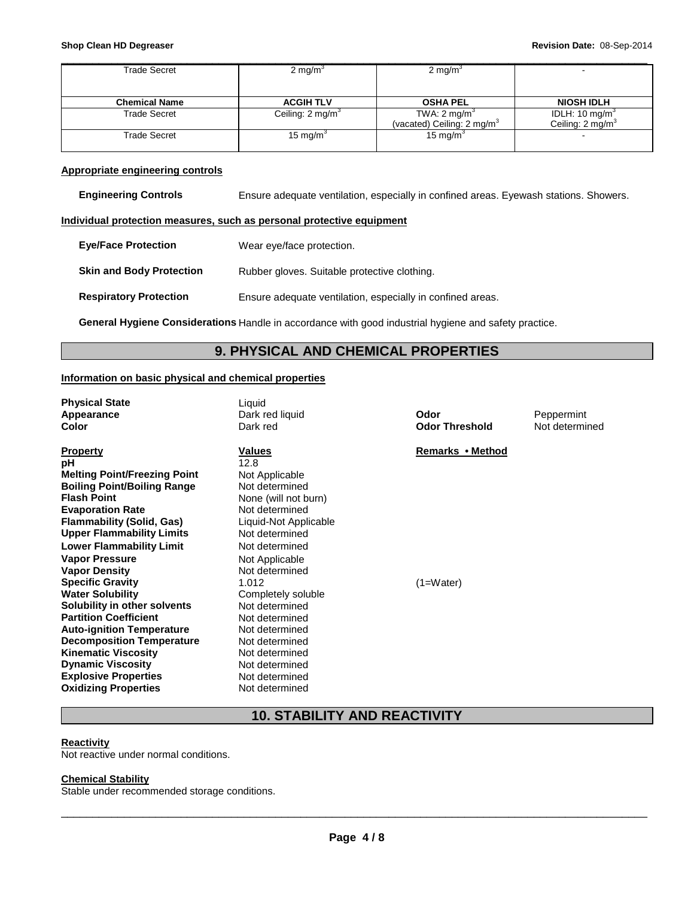| Trade Secret | 2 mg/m$^3$ | 2 mg/m$^3$ | - |
|---|---|---|---|
| **Chemical Name** | **ACGIH TLV** | **OSHA PEL** | **NIOSH IDLH** |
| Trade Secret | Ceiling: 2 mg/m$^3$ | TWA: 2 mg/m$^3$ (vacated) Ceiling: 2 mg/m$^3$ | IDLH: 10 mg/m$^3$ Ceiling: 2 mg/m$^3$ |
| Trade Secret | 15 mg/m$^3$ | 15 mg/m$^3$ | - |

**Appropriate engineering controls**

**Engineering Controls** Ensure adequate ventilation, especially in confined areas. Eyewash stations. Showers.

**Individual protection measures, such as personal protective equipment**

**Eye/Face Protection** Wear eye/face protection.

**Skin and Body Protection** Rubber gloves. Suitable protective clothing.

**Respiratory Protection** Ensure adequate ventilation, especially in confined areas.

**General Hygiene Considerations** Handle in accordance with good industrial hygiene and safety practice.

## 9. PHYSICAL AND CHEMICAL PROPERTIES

**Information on basic physical and chemical properties**

**Physical State** Liquid
**Appearance** Dark red liquid **Odor** Peppermint
**Color** Dark red **Odor Threshold** Not determined

| Property | Values | Remarks • Method |
|---|---|---|
| **pH** | 12.8 | |
| **Melting Point/Freezing Point** | Not Applicable | |
| **Boiling Point/Boiling Range** | Not determined | |
| **Flash Point** | None (will not burn) | |
| **Evaporation Rate** | Not determined | |
| **Flammability (Solid, Gas)** | Liquid-Not Applicable | |
| **Upper Flammability Limits** | Not determined | |
| **Lower Flammability Limit** | Not determined | |
| **Vapor Pressure** | Not Applicable | |
| **Vapor Density** | Not determined | |
| **Specific Gravity** | 1.012 | (1=Water) |
| **Water Solubility** | Completely soluble | |
| **Solubility in other solvents** | Not determined | |
| **Partition Coefficient** | Not determined | |
| **Auto-ignition Temperature** | Not determined | |
| **Decomposition Temperature** | Not determined | |
| **Kinematic Viscosity** | Not determined | |
| **Dynamic Viscosity** | Not determined | |
| **Explosive Properties** | Not determined | |
| **Oxidizing Properties** | Not determined | |

## 10. STABILITY AND REACTIVITY

**Reactivity**
Not reactive under normal conditions.

**Chemical Stability**
Stable under recommended storage conditions.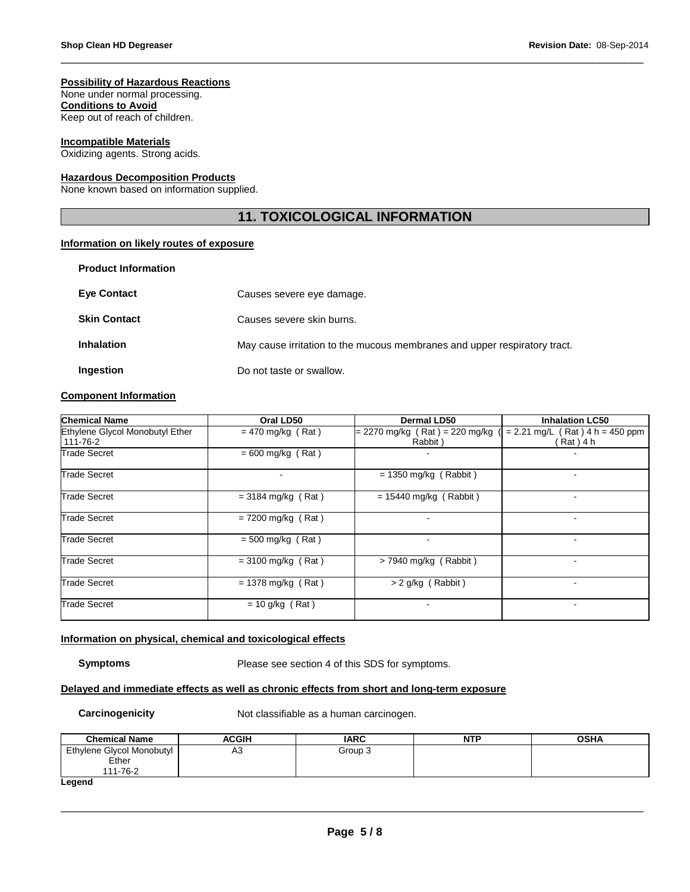**Possibility of Hazardous Reactions**
None under normal processing.
**Conditions to Avoid**
Keep out of reach of children.

**Incompatible Materials**
Oxidizing agents. Strong acids.

**Hazardous Decomposition Products**
None known based on information supplied.

## 11. TOXICOLOGICAL INFORMATION

**Information on likely routes of exposure**

**Product Information**

**Eye Contact** Causes severe eye damage.

**Skin Contact** Causes severe skin burns.

**Inhalation** May cause irritation to the mucous membranes and upper respiratory tract.

**Ingestion** Do not taste or swallow.

**Component Information**

| Chemical Name | Oral LD50 | Dermal LD50 | Inhalation LC50 |
|---|---|---|---|
| Ethylene Glycol Monobutyl Ether 111-76-2 | = 470 mg/kg ( Rat ) | = 2270 mg/kg ( Rat ) = 220 mg/kg ( Rabbit ) | = 2.21 mg/L ( Rat ) 4 h = 450 ppm ( Rat ) 4 h |
| Trade Secret | = 600 mg/kg ( Rat ) | - | - |
| Trade Secret | - | = 1350 mg/kg ( Rabbit ) | - |
| Trade Secret | = 3184 mg/kg ( Rat ) | = 15440 mg/kg ( Rabbit ) | - |
| Trade Secret | = 7200 mg/kg ( Rat ) | - | - |
| Trade Secret | = 500 mg/kg ( Rat ) | - | - |
| Trade Secret | = 3100 mg/kg ( Rat ) | > 7940 mg/kg ( Rabbit ) | - |
| Trade Secret | = 1378 mg/kg ( Rat ) | > 2 g/kg ( Rabbit ) | - |
| Trade Secret | = 10 g/kg ( Rat ) | - | - |

**Information on physical, chemical and toxicological effects**

**Symptoms** Please see section 4 of this SDS for symptoms.

**Delayed and immediate effects as well as chronic effects from short and long-term exposure**

**Carcinogenicity** Not classifiable as a human carcinogen.

| Chemical Name | ACGIH | IARC | NTP | OSHA |
|---|---|---|---|---|
| Ethylene Glycol Monobutyl Ether 111-76-2 | A3 | Group 3 | | |

**Legend**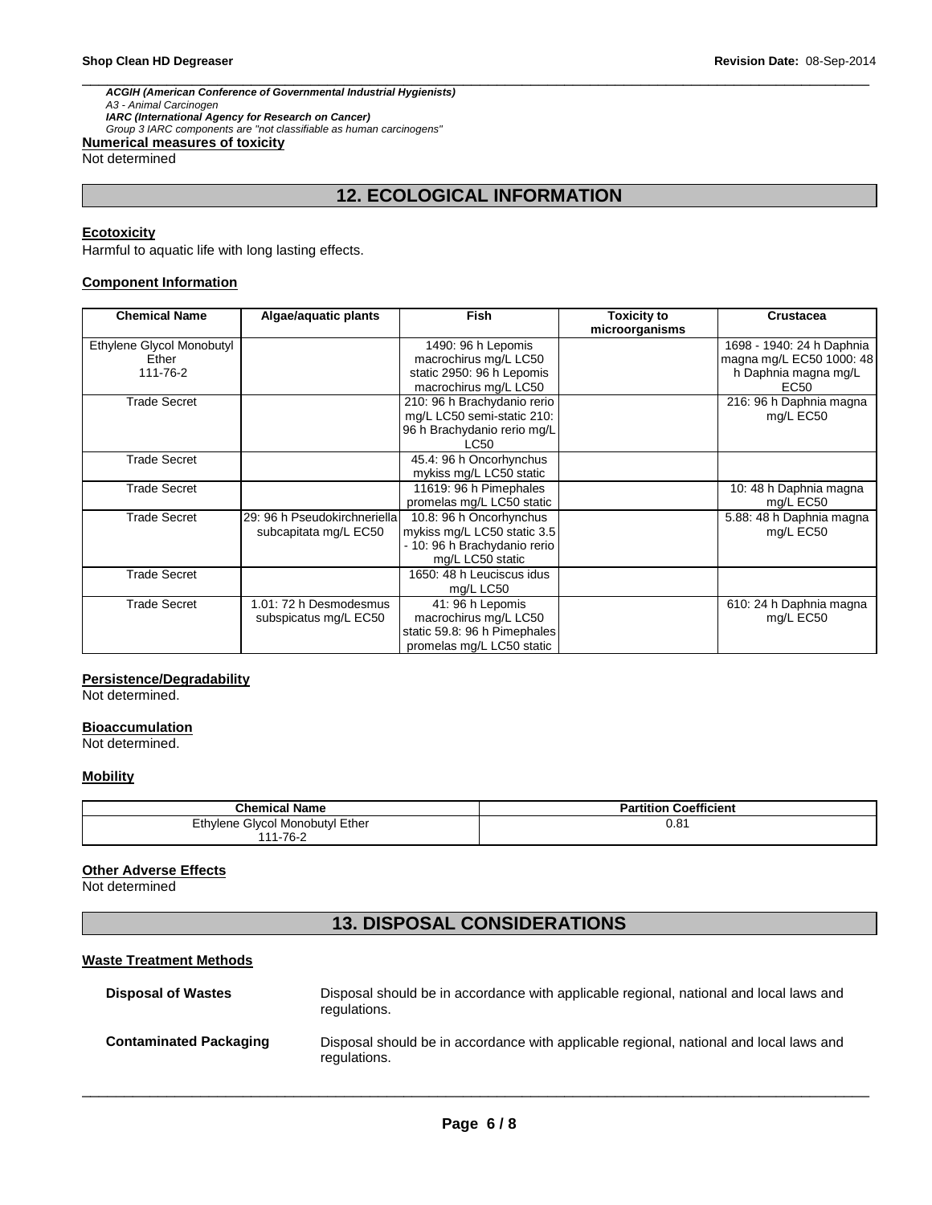*ACGIH (American Conference of Governmental Industrial Hygienists)*
*A3 - Animal Carcinogen*
*IARC (International Agency for Research on Cancer)*
*Group 3 IARC components are "not classifiable as human carcinogens"*

**Numerical measures of toxicity**
Not determined

# 12. ECOLOGICAL INFORMATION

**Ecotoxicity**
Harmful to aquatic life with long lasting effects.

**Component Information**

| Chemical Name | Algae/aquatic plants | Fish | Toxicity to microorganisms | Crustacea |
|---|---|---|---|---|
| Ethylene Glycol Monobutyl Ether 111-76-2 | | 1490: 96 h Lepomis macrochirus mg/L LC50 static 2950: 96 h Lepomis macrochirus mg/L LC50 | | 1698 - 1940: 24 h Daphnia magna mg/L EC50 1000: 48 h Daphnia magna mg/L EC50 |
| Trade Secret | | 210: 96 h Brachydanio rerio mg/L LC50 semi-static 210: 96 h Brachydanio rerio mg/L LC50 | | 216: 96 h Daphnia magna mg/L EC50 |
| Trade Secret | | 45.4: 96 h Oncorhynchus mykiss mg/L LC50 static | | |
| Trade Secret | | 11619: 96 h Pimephales promelas mg/L LC50 static | | 10: 48 h Daphnia magna mg/L EC50 |
| Trade Secret | 29: 96 h Pseudokirchneriella subcapitata mg/L EC50 | 10.8: 96 h Oncorhynchus mykiss mg/L LC50 static 3.5 - 10: 96 h Brachydanio rerio mg/L LC50 static | | 5.88: 48 h Daphnia magna mg/L EC50 |
| Trade Secret | | 1650: 48 h Leuciscus idus mg/L LC50 | | |
| Trade Secret | 1.01: 72 h Desmodesmus subspicatus mg/L EC50 | 41: 96 h Lepomis macrochirus mg/L LC50 static 59.8: 96 h Pimephales promelas mg/L LC50 static | | 610: 24 h Daphnia magna mg/L EC50 |

**Persistence/Degradability**
Not determined.

**Bioaccumulation**
Not determined.

**Mobility**

| Chemical Name | Partition Coefficient |
|---|---|
| Ethylene Glycol Monobutyl Ether 111-76-2 | 0.81 |

**Other Adverse Effects**
Not determined

# 13. DISPOSAL CONSIDERATIONS

**Waste Treatment Methods**

| | |
|---|---|
| **Disposal of Wastes** | Disposal should be in accordance with applicable regional, national and local laws and regulations. |
| **Contaminated Packaging** | Disposal should be in accordance with applicable regional, national and local laws and regulations. |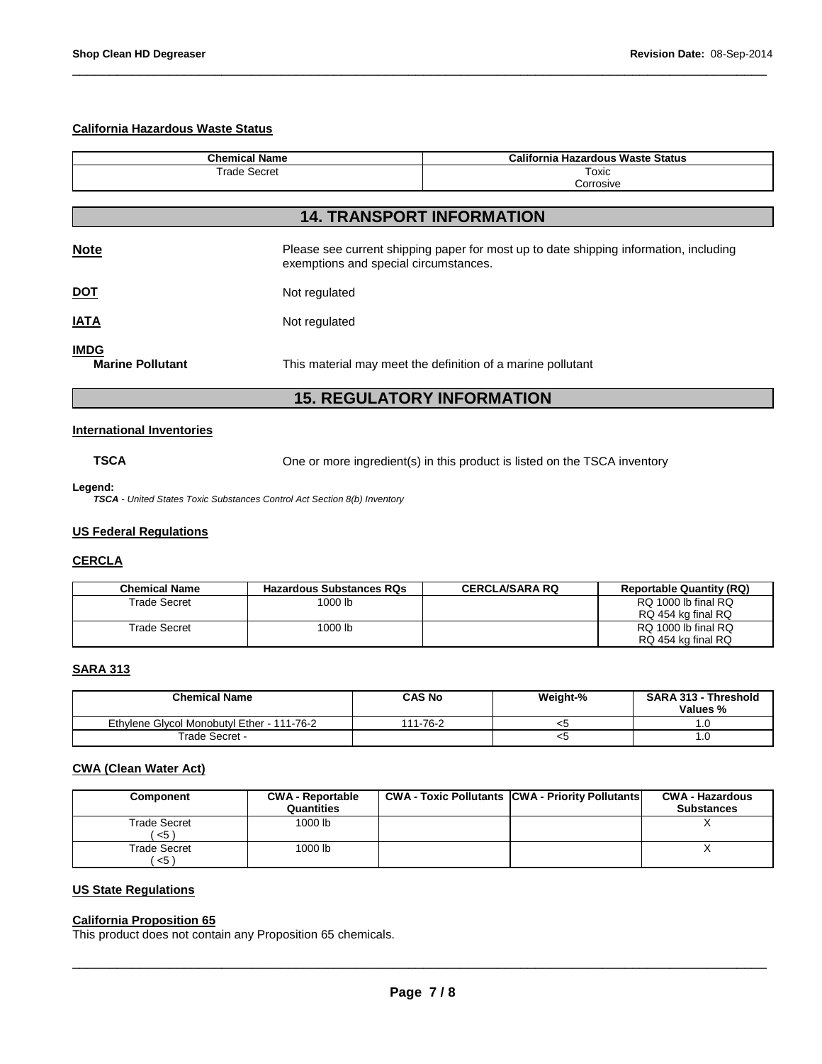### California Hazardous Waste Status

| Chemical Name | California Hazardous Waste Status |
|---|---|
| Trade Secret | Toxic<br>Corrosive |

## 14. TRANSPORT INFORMATION

**Note** Please see current shipping paper for most up to date shipping information, including exemptions and special circumstances.

**DOT** Not regulated

**IATA** Not regulated

**IMDG**

**Marine Pollutant** This material may meet the definition of a marine pollutant

## 15. REGULATORY INFORMATION

### International Inventories

**TSCA** One or more ingredient(s) in this product is listed on the TSCA inventory

**Legend:**

***TSCA*** *- United States Toxic Substances Control Act Section 8(b) Inventory*

### US Federal Regulations

### CERCLA

| Chemical Name | Hazardous Substances RQs | CERCLA/SARA RQ | Reportable Quantity (RQ) |
|---|---|---|---|
| Trade Secret | 1000 lb | | RQ 1000 lb final RQ<br>RQ 454 kg final RQ |
| Trade Secret | 1000 lb | | RQ 1000 lb final RQ<br>RQ 454 kg final RQ |

### SARA 313

| Chemical Name | CAS No | Weight-% | SARA 313 - Threshold Values % |
|---|---|---|---|
| Ethylene Glycol Monobutyl Ether - 111-76-2 | 111-76-2 | <5 | 1.0 |
| Trade Secret - | | <5 | 1.0 |

### CWA (Clean Water Act)

| Component | CWA - Reportable Quantities | CWA - Toxic Pollutants | CWA - Priority Pollutants | CWA - Hazardous Substances |
|---|---|---|---|---|
| Trade Secret ( <5 ) | 1000 lb | | | X |
| Trade Secret ( <5 ) | 1000 lb | | | X |

### US State Regulations

### California Proposition 65

This product does not contain any Proposition 65 chemicals.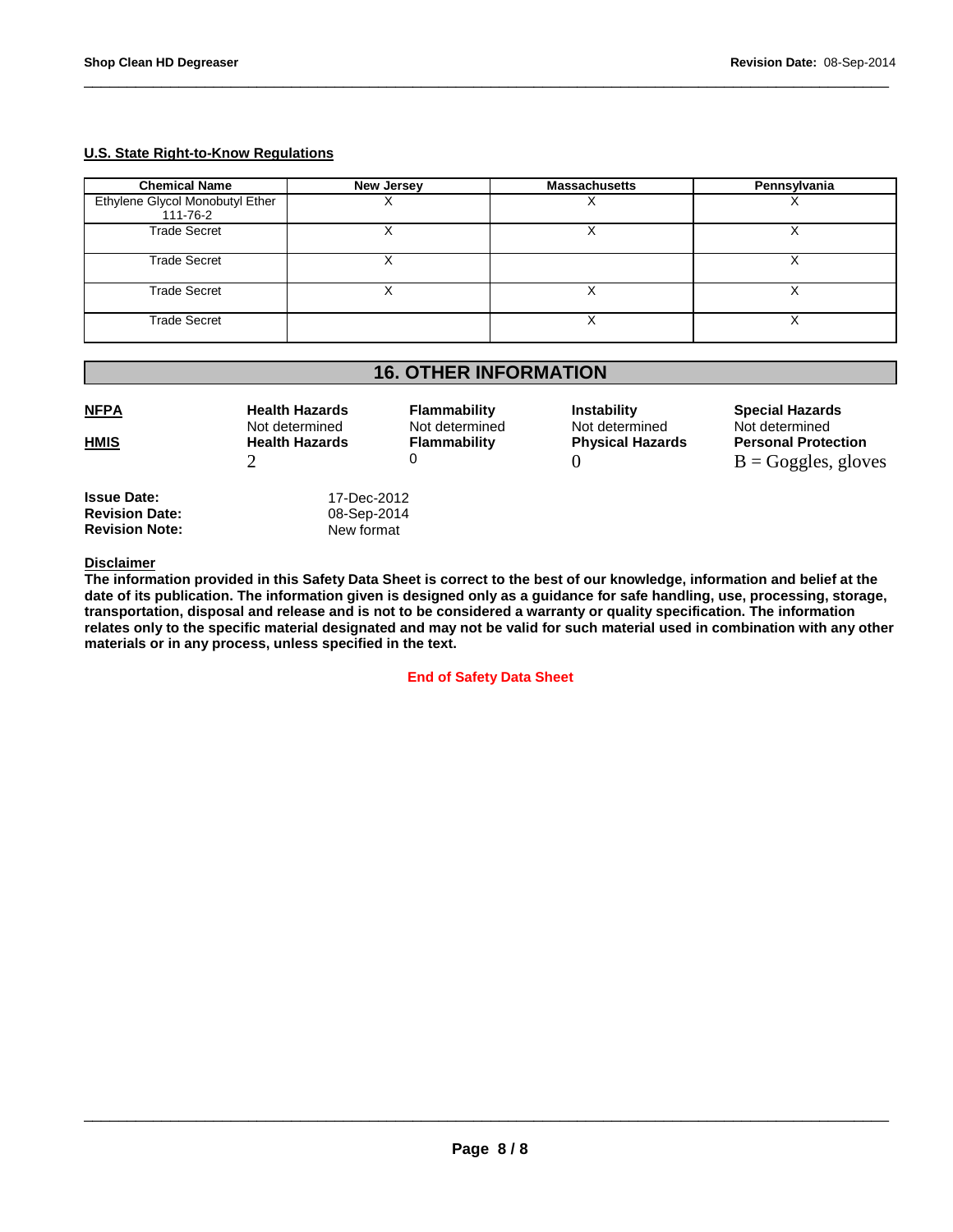#### U.S. State Right-to-Know Regulations

| Chemical Name | New Jersey | Massachusetts | Pennsylvania |
|---|---|---|---|
| Ethylene Glycol Monobutyl Ether 111-76-2 | X | X | X |
| Trade Secret | X | X | X |
| Trade Secret | X | | X |
| Trade Secret | X | X | X |
| Trade Secret | | X | X |

## 16. OTHER INFORMATION

| | | | | |
|---|---|---|---|---|
| **NFPA** | **Health Hazards** Not determined | **Flammability** Not determined | **Instability** Not determined | **Special Hazards** Not determined |
| **HMIS** | **Health Hazards** 2 | **Flammability** 0 | **Physical Hazards** 0 | **Personal Protection** B = Goggles, gloves |

**Issue Date:** 17-Dec-2012
**Revision Date:** 08-Sep-2014
**Revision Note:** New format

**Disclaimer**

**The information provided in this Safety Data Sheet is correct to the best of our knowledge, information and belief at the date of its publication. The information given is designed only as a guidance for safe handling, use, processing, storage, transportation, disposal and release and is not to be considered a warranty or quality specification. The information relates only to the specific material designated and may not be valid for such material used in combination with any other materials or in any process, unless specified in the text.**

**End of Safety Data Sheet**